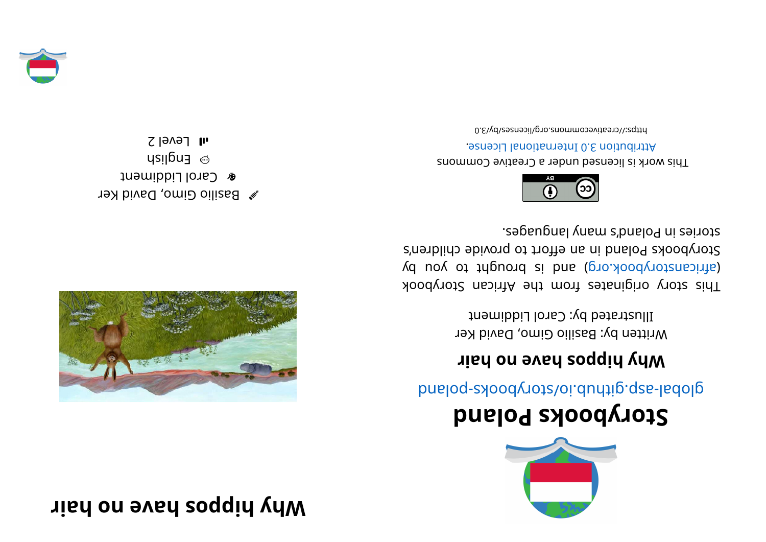# Why hippos have no hair

Basilio Gimo, David Ker

Carol Liddiment

English

Level 2

# Storybooks Poland

global-asp.github.io/storybooks-poland

## Why hippos have no hair

Written by: Basilio Gimo, David Ker

Illustrated by: Carol Liddiment

This story originates from the African Storybook (africanstorybook.org) and is brought to you by Storybooks Poland in an effort to provide children's stories in Poland's many languages.

This work is licensed under a Creative Commons Attribution 3.0 International License.

https://creativecommons.org/licenses/by/3.0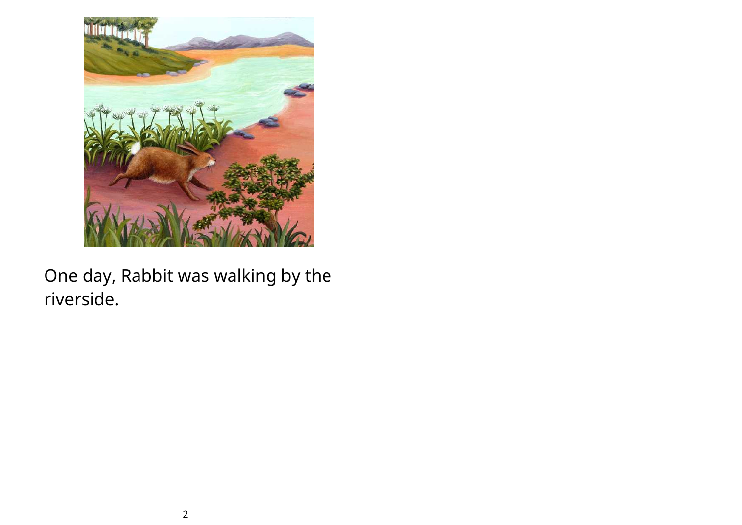One day, Rabbit was walking by the riverside.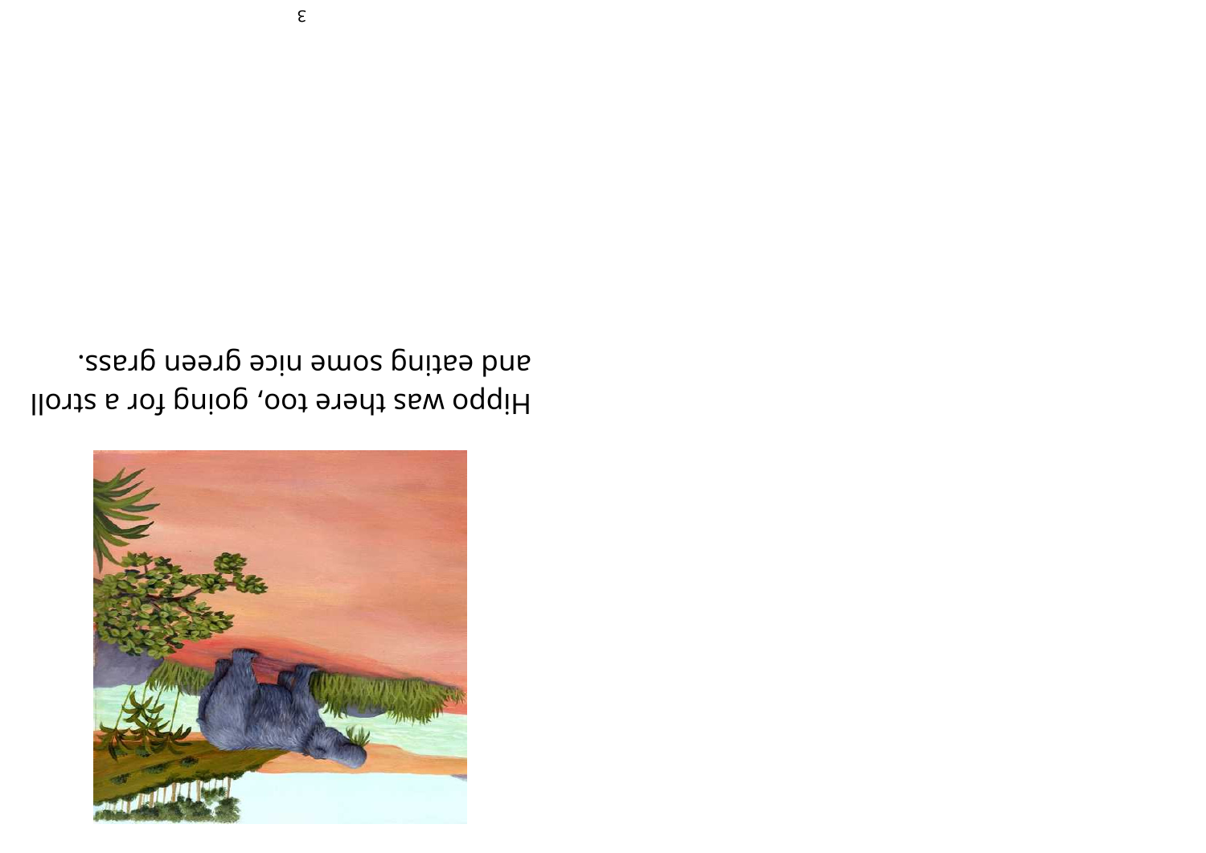Hippo was there too, going for a stroll
and eating some nice green grass.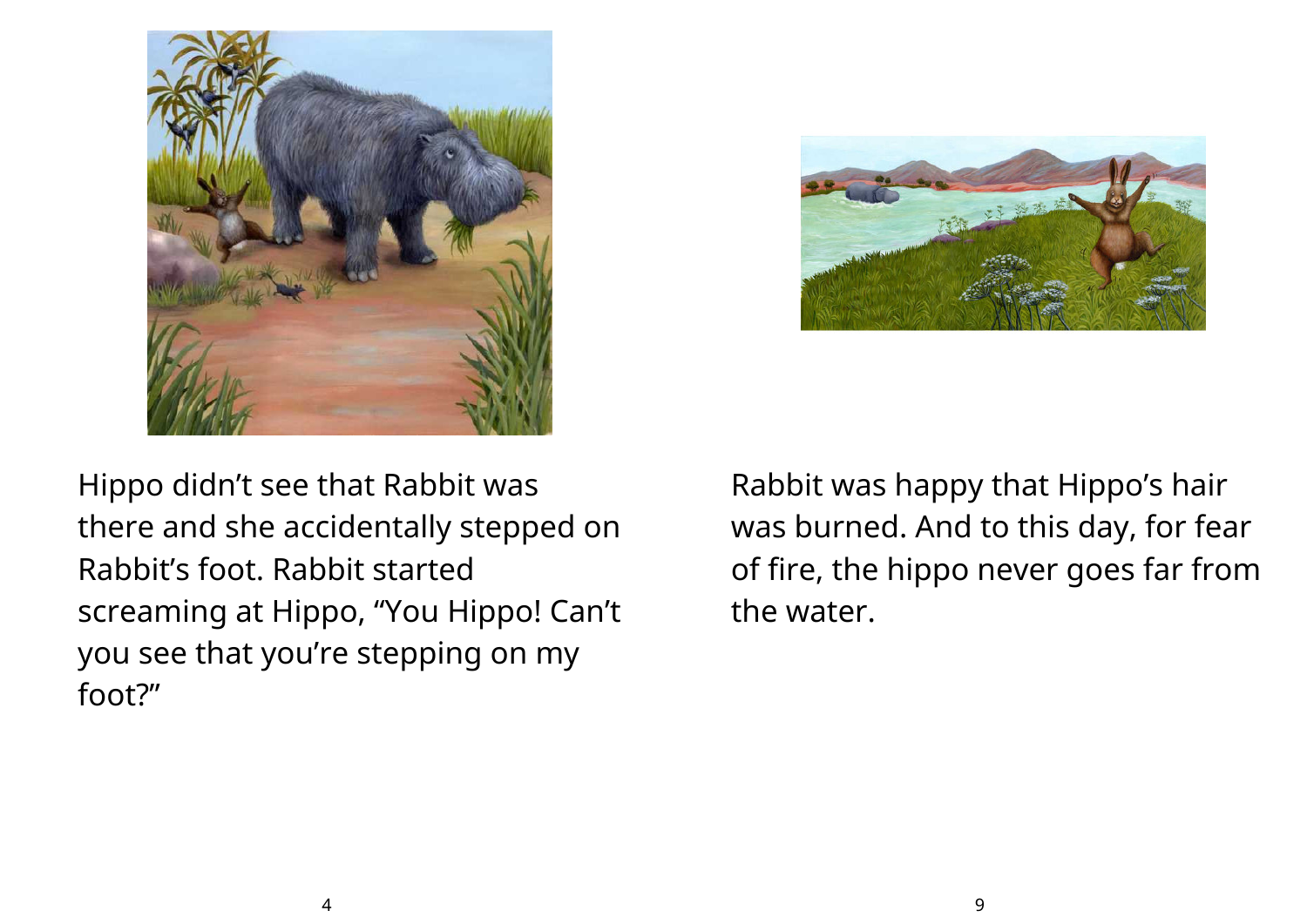Hippo didn't see that Rabbit was there and she accidentally stepped on Rabbit's foot. Rabbit started screaming at Hippo, "You Hippo! Can't you see that you're stepping on my foot?"

Rabbit was happy that Hippo's hair was burned. And to this day, for fear of fire, the hippo never goes far from the water.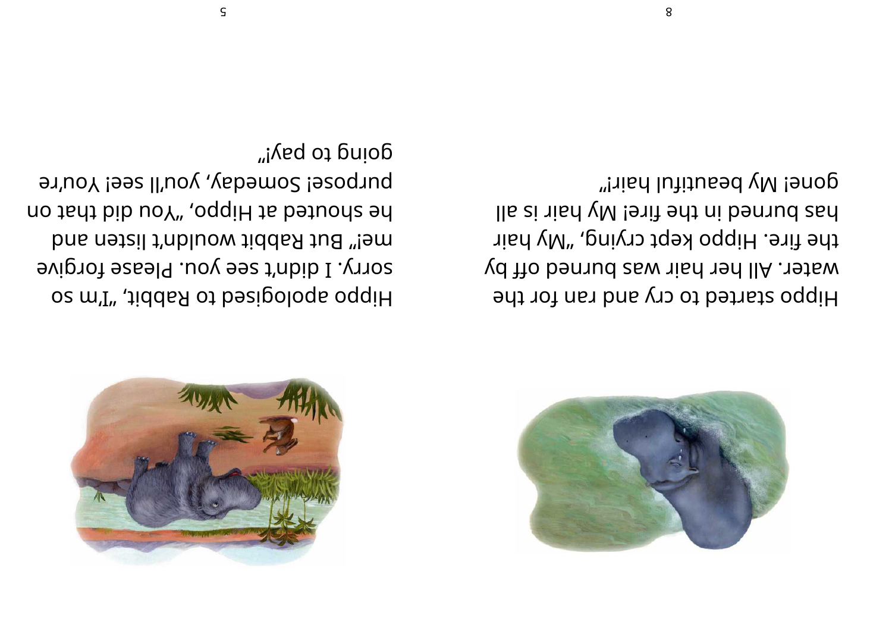Hippo apologised to Rabbit, "I'm so sorry. I didn't see you. Please forgive me!" But Rabbit wouldn't listen and he shouted at Hippo, "You did that on purpose! Someday, you'll see! You're going to pay!"

Hippo started to cry and ran for the water. All her hair was burned off by the fire. Hippo kept crying, "My hair has burned in the fire! My hair is all gone! My beautiful hair!"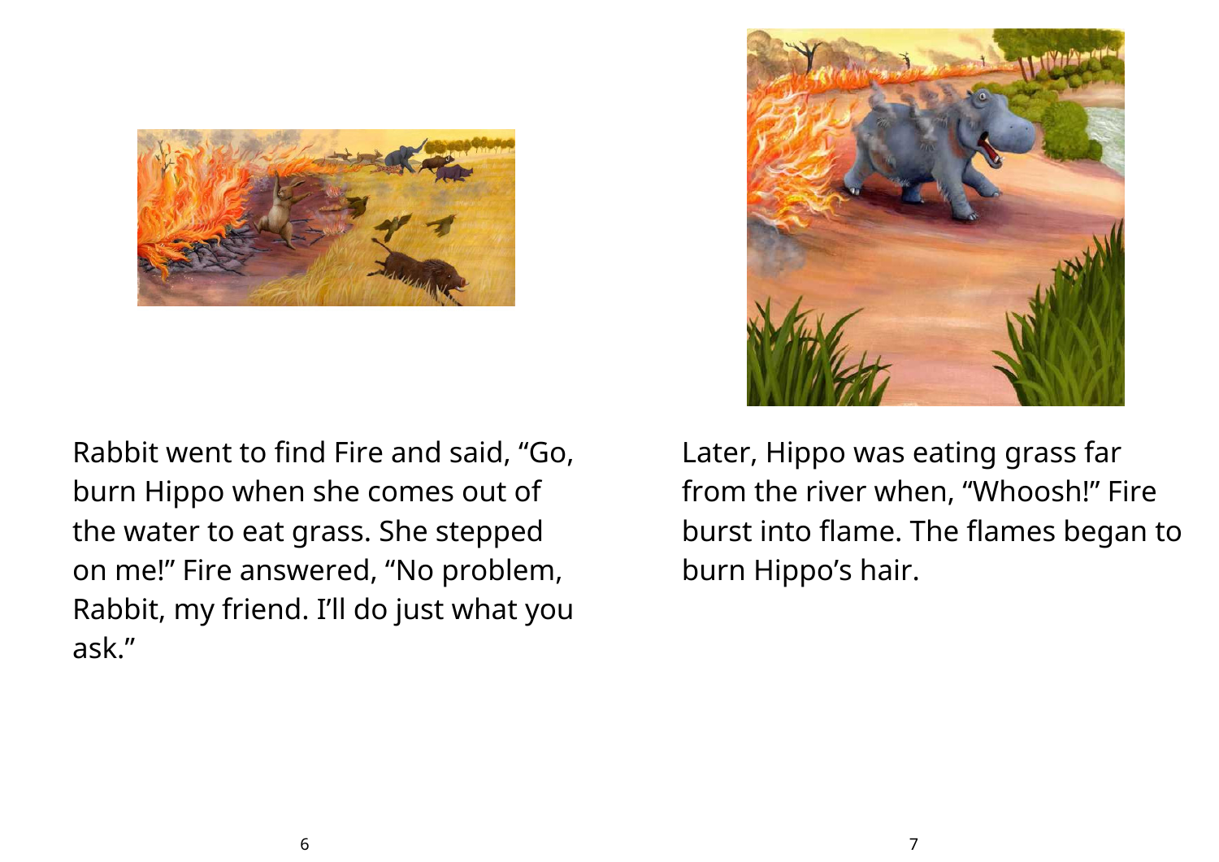Rabbit went to find Fire and said, “Go, burn Hippo when she comes out of the water to eat grass. She stepped on me!” Fire answered, “No problem, Rabbit, my friend. I’ll do just what you ask.”

Later, Hippo was eating grass far from the river when, “Whoosh!” Fire burst into flame. The flames began to burn Hippo’s hair.